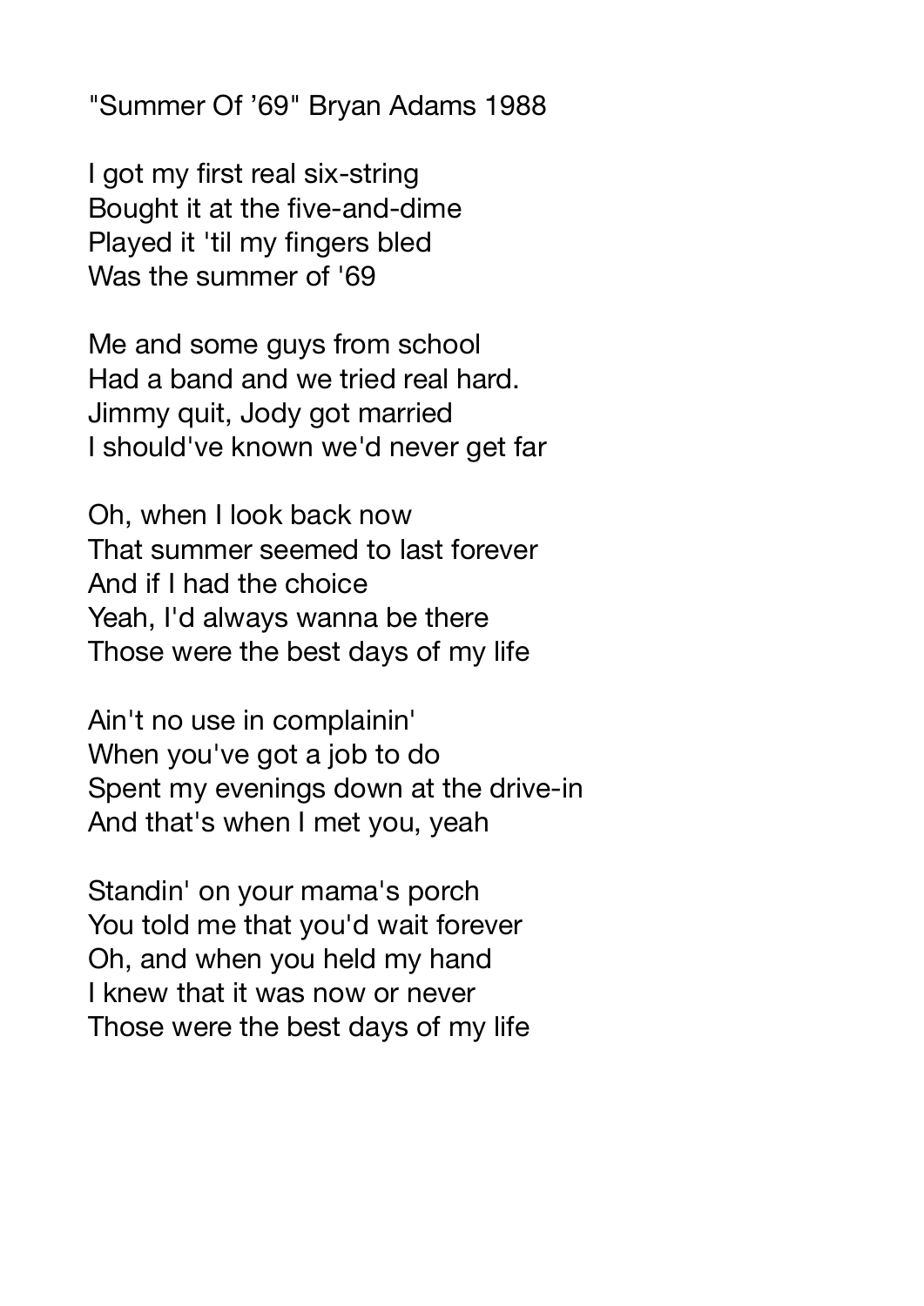"Summer Of '69" Bryan Adams 1988

I got my first real six-string Bought it at the five-and-dime Played it 'til my fingers bled Was the summer of '69

Me and some guys from school Had a band and we tried real hard. Jimmy quit, Jody got married I should've known we'd never get far

Oh, when I look back now That summer seemed to last forever And if I had the choice Yeah, I'd always wanna be there Those were the best days of my life

Ain't no use in complainin' When you've got a job to do Spent my evenings down at the drive-in And that's when I met you, yeah

Standin' on your mama's porch You told me that you'd wait forever Oh, and when you held my hand I knew that it was now or never Those were the best days of my life